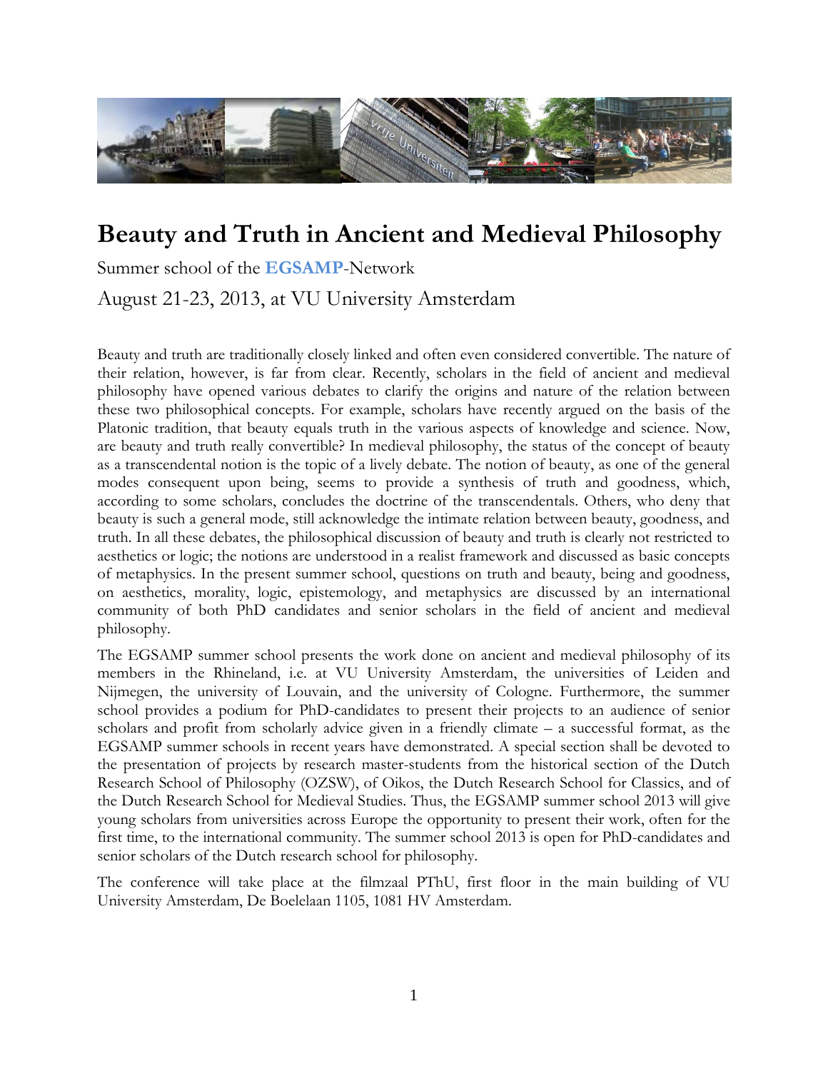# Beauty and Truth in Ancient and Medieval Philosophy

Summer school of the **EGSAMP**-Network

August 21-23, 2013, at VU University Amsterdam

Beauty and truth are traditionally closely linked and often even considered convertible. The nature of their relation, however, is far from clear. Recently, scholars in the field of ancient and medieval philosophy have opened various debates to clarify the origins and nature of the relation between these two philosophical concepts. For example, scholars have recently argued on the basis of the Platonic tradition, that beauty equals truth in the various aspects of knowledge and science. Now, are beauty and truth really convertible? In medieval philosophy, the status of the concept of beauty as a transcendental notion is the topic of a lively debate. The notion of beauty, as one of the general modes consequent upon being, seems to provide a synthesis of truth and goodness, which, according to some scholars, concludes the doctrine of the transcendentals. Others, who deny that beauty is such a general mode, still acknowledge the intimate relation between beauty, goodness, and truth. In all these debates, the philosophical discussion of beauty and truth is clearly not restricted to aesthetics or logic; the notions are understood in a realist framework and discussed as basic concepts of metaphysics. In the present summer school, questions on truth and beauty, being and goodness, on aesthetics, morality, logic, epistemology, and metaphysics are discussed by an international community of both PhD candidates and senior scholars in the field of ancient and medieval philosophy.

The EGSAMP summer school presents the work done on ancient and medieval philosophy of its members in the Rhineland, i.e. at VU University Amsterdam, the universities of Leiden and Nijmegen, the university of Louvain, and the university of Cologne. Furthermore, the summer school provides a podium for PhD-candidates to present their projects to an audience of senior scholars and profit from scholarly advice given in a friendly climate – a successful format, as the EGSAMP summer schools in recent years have demonstrated. A special section shall be devoted to the presentation of projects by research master-students from the historical section of the Dutch Research School of Philosophy (OZSW), of Oikos, the Dutch Research School for Classics, and of the Dutch Research School for Medieval Studies. Thus, the EGSAMP summer school 2013 will give young scholars from universities across Europe the opportunity to present their work, often for the first time, to the international community. The summer school 2013 is open for PhD-candidates and senior scholars of the Dutch research school for philosophy.

The conference will take place at the filmzaal PThU, first floor in the main building of VU University Amsterdam, De Boelelaan 1105, 1081 HV Amsterdam.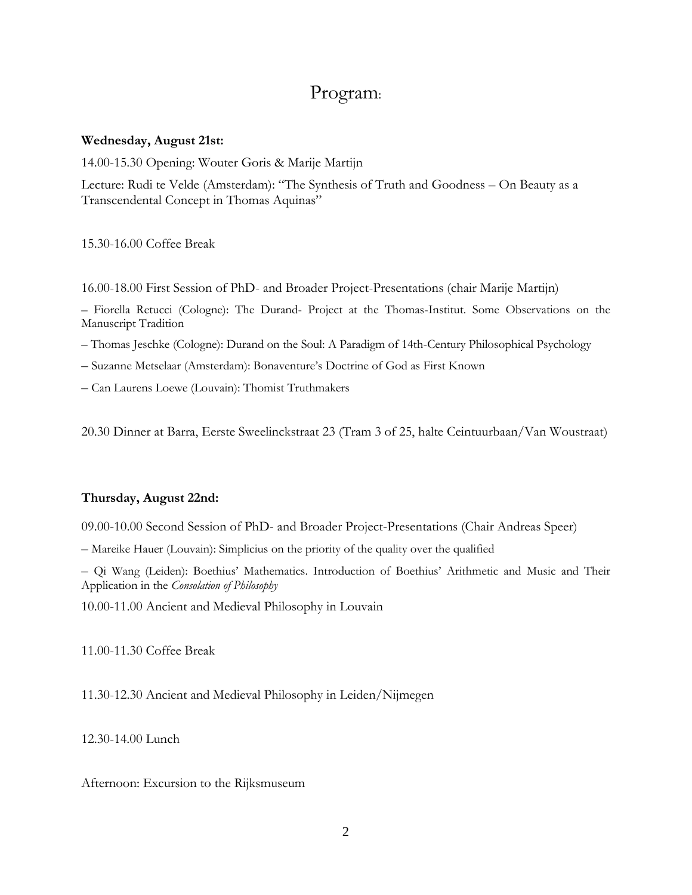# Program:

**Wednesday, August 21st:**

14.00-15.30 Opening: Wouter Goris & Marije Martijn

Lecture: Rudi te Velde (Amsterdam): "The Synthesis of Truth and Goodness – On Beauty as a Transcendental Concept in Thomas Aquinas"

15.30-16.00 Coffee Break

16.00-18.00 First Session of PhD- and Broader Project-Presentations (chair Marije Martijn)

– Fiorella Retucci (Cologne): The Durand- Project at the Thomas-Institut. Some Observations on the Manuscript Tradition

– Thomas Jeschke (Cologne): Durand on the Soul: A Paradigm of 14th-Century Philosophical Psychology

– Suzanne Metselaar (Amsterdam): Bonaventure's Doctrine of God as First Known

– Can Laurens Loewe (Louvain): Thomist Truthmakers

20.30 Dinner at Barra, Eerste Sweelinckstraat 23 (Tram 3 of 25, halte Ceintuurbaan/Van Woustraat)

**Thursday, August 22nd:**

09.00-10.00 Second Session of PhD- and Broader Project-Presentations (Chair Andreas Speer)

– Mareike Hauer (Louvain): Simplicius on the priority of the quality over the qualified

– Qi Wang (Leiden): Boethius' Mathematics. Introduction of Boethius' Arithmetic and Music and Their Application in the *Consolation of Philosophy*

10.00-11.00 Ancient and Medieval Philosophy in Louvain

11.00-11.30 Coffee Break

11.30-12.30 Ancient and Medieval Philosophy in Leiden/Nijmegen

12.30-14.00 Lunch

Afternoon: Excursion to the Rijksmuseum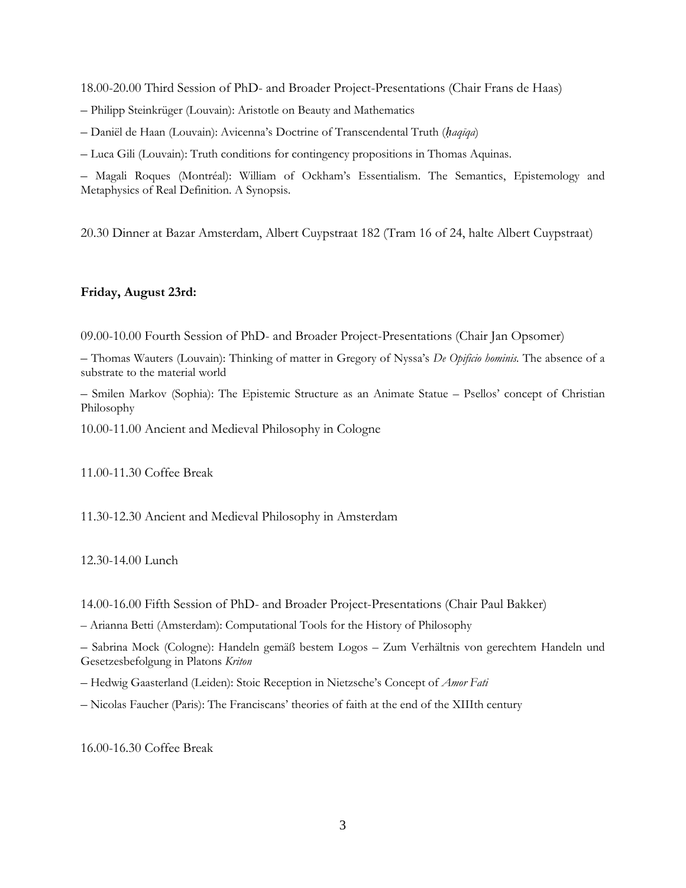18.00-20.00 Third Session of PhD- and Broader Project-Presentations (Chair Frans de Haas)

– Philipp Steinkrüger (Louvain): Aristotle on Beauty and Mathematics

– Daniël de Haan (Louvain): Avicenna's Doctrine of Transcendental Truth (*ḥaqīqa*)

– Luca Gili (Louvain): Truth conditions for contingency propositions in Thomas Aquinas.

– Magali Roques (Montréal): William of Ockham's Essentialism. The Semantics, Epistemology and Metaphysics of Real Definition. A Synopsis.

20.30 Dinner at Bazar Amsterdam, Albert Cuypstraat 182 (Tram 16 of 24, halte Albert Cuypstraat)

**Friday, August 23rd:**

09.00-10.00 Fourth Session of PhD- and Broader Project-Presentations (Chair Jan Opsomer)

– Thomas Wauters (Louvain): Thinking of matter in Gregory of Nyssa's *De Opificio hominis*. The absence of a substrate to the material world

– Smilen Markov (Sophia): The Epistemic Structure as an Animate Statue – Psellos' concept of Christian Philosophy

10.00-11.00 Ancient and Medieval Philosophy in Cologne

11.00-11.30 Coffee Break

11.30-12.30 Ancient and Medieval Philosophy in Amsterdam

12.30-14.00 Lunch

14.00-16.00 Fifth Session of PhD- and Broader Project-Presentations (Chair Paul Bakker)

– Arianna Betti (Amsterdam): Computational Tools for the History of Philosophy

– Sabrina Mock (Cologne): Handeln gemäß bestem Logos – Zum Verhältnis von gerechtem Handeln und Gesetzesbefolgung in Platons *Kriton*

– Hedwig Gaasterland (Leiden): Stoic Reception in Nietzsche's Concept of *Amor Fati*

– Nicolas Faucher (Paris): The Franciscans' theories of faith at the end of the XIIIth century

16.00-16.30 Coffee Break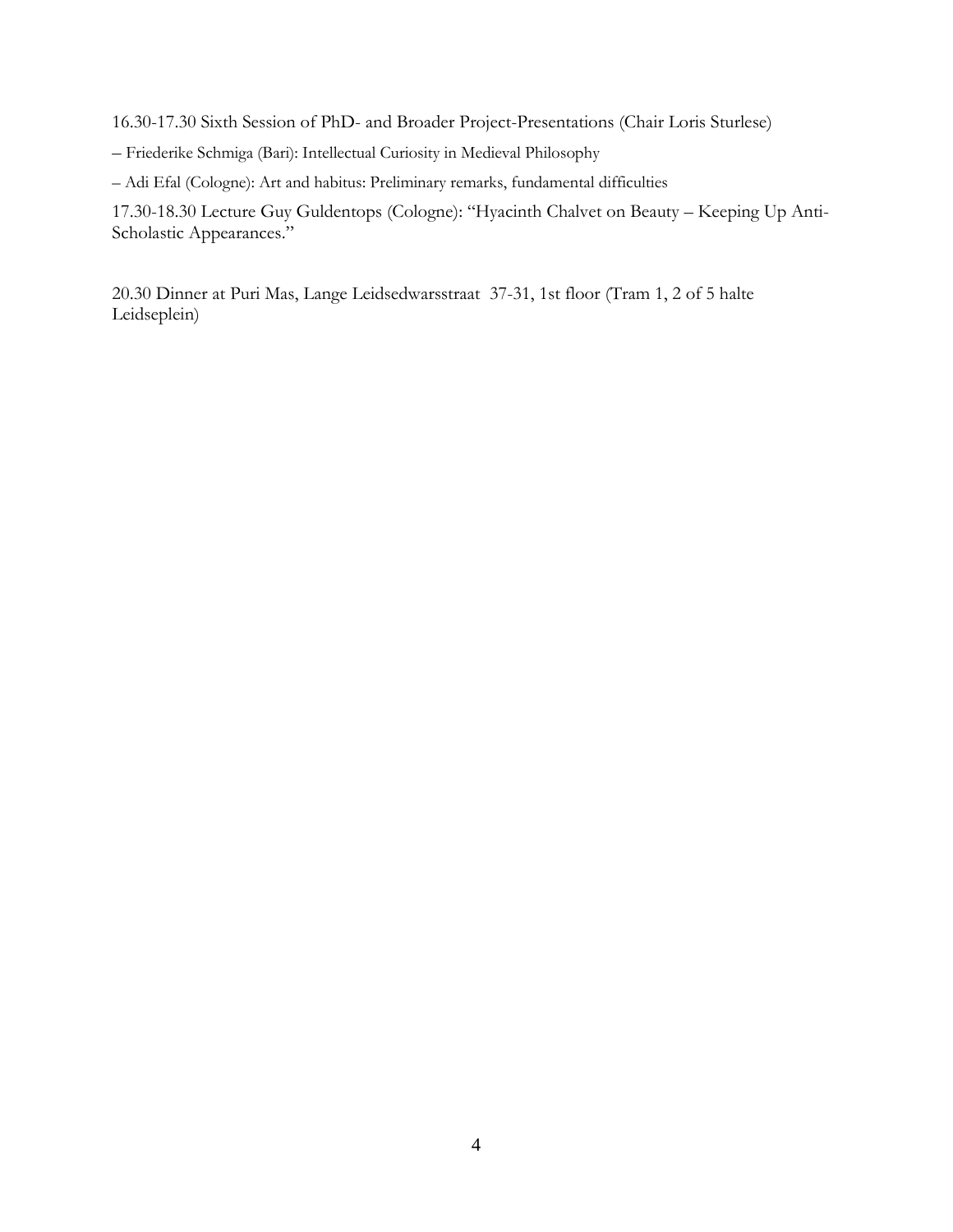16.30-17.30 Sixth Session of PhD- and Broader Project-Presentations (Chair Loris Sturlese)

– Friederike Schmiga (Bari): Intellectual Curiosity in Medieval Philosophy

– Adi Efal (Cologne): Art and habitus: Preliminary remarks, fundamental difficulties

17.30-18.30 Lecture Guy Guldentops (Cologne): "Hyacinth Chalvet on Beauty – Keeping Up Anti-Scholastic Appearances."

20.30 Dinner at Puri Mas, Lange Leidsedwarsstraat 37-31, 1st floor (Tram 1, 2 of 5 halte Leidseplein)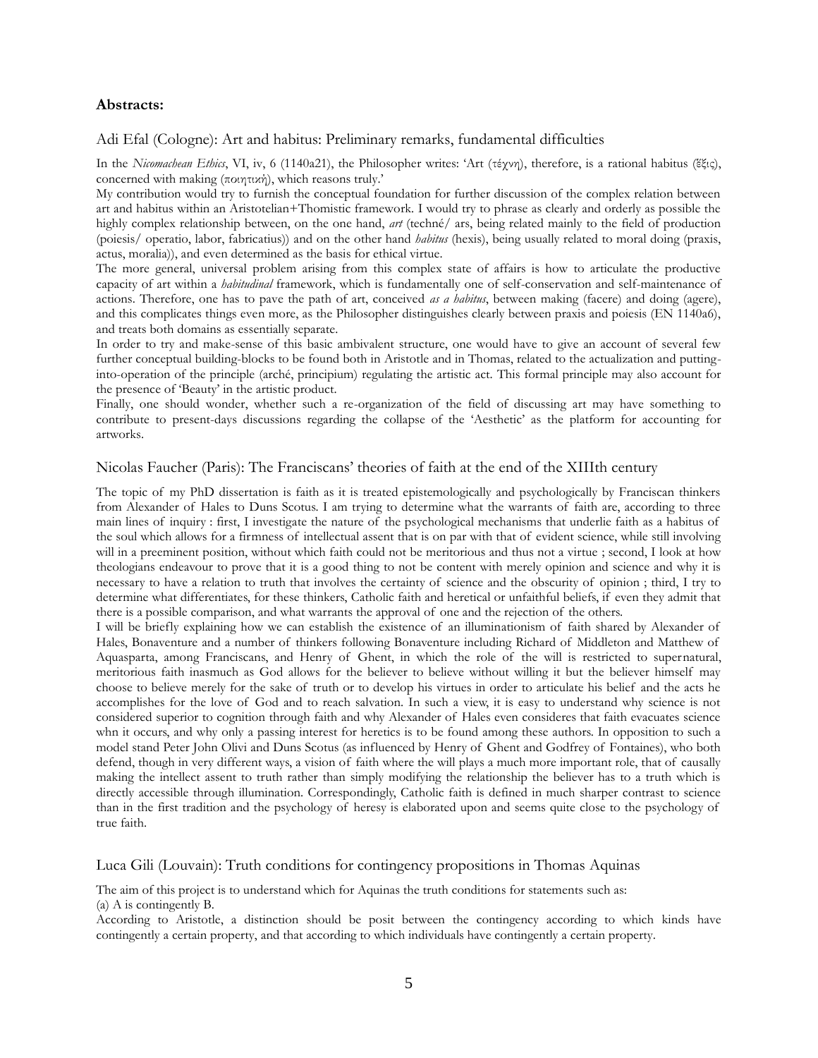**Abstracts:**

## Adi Efal (Cologne): Art and habitus: Preliminary remarks, fundamental difficulties

In the *Nicomachean Ethics*, VI, iv, 6 (1140a21), the Philosopher writes: 'Art (τέχνη), therefore, is a rational habitus (ἕξις), concerned with making (ποιητική), which reasons truly.'

My contribution would try to furnish the conceptual foundation for further discussion of the complex relation between art and habitus within an Aristotelian+Thomistic framework. I would try to phrase as clearly and orderly as possible the highly complex relationship between, on the one hand, *art* (techné/ ars, being related mainly to the field of production (poiesis/ operatio, labor, fabricatius)) and on the other hand *habitus* (hexis), being usually related to moral doing (praxis, actus, moralia)), and even determined as the basis for ethical virtue.

The more general, universal problem arising from this complex state of affairs is how to articulate the productive capacity of art within a *habitudinal* framework, which is fundamentally one of self-conservation and self-maintenance of actions. Therefore, one has to pave the path of art, conceived *as a habitus*, between making (facere) and doing (agere), and this complicates things even more, as the Philosopher distinguishes clearly between praxis and poiesis (EN 1140a6), and treats both domains as essentially separate.

In order to try and make-sense of this basic ambivalent structure, one would have to give an account of several few further conceptual building-blocks to be found both in Aristotle and in Thomas, related to the actualization and putting-into-operation of the principle (arché, principium) regulating the artistic act. This formal principle may also account for the presence of 'Beauty' in the artistic product.

Finally, one should wonder, whether such a re-organization of the field of discussing art may have something to contribute to present-days discussions regarding the collapse of the 'Aesthetic' as the platform for accounting for artworks.

## Nicolas Faucher (Paris): The Franciscans' theories of faith at the end of the XIIIth century

The topic of my PhD dissertation is faith as it is treated epistemologically and psychologically by Franciscan thinkers from Alexander of Hales to Duns Scotus. I am trying to determine what the warrants of faith are, according to three main lines of inquiry : first, I investigate the nature of the psychological mechanisms that underlie faith as a habitus of the soul which allows for a firmness of intellectual assent that is on par with that of evident science, while still involving will in a preeminent position, without which faith could not be meritorious and thus not a virtue ; second, I look at how theologians endeavour to prove that it is a good thing to not be content with merely opinion and science and why it is necessary to have a relation to truth that involves the certainty of science and the obscurity of opinion ; third, I try to determine what differentiates, for these thinkers, Catholic faith and heretical or unfaithful beliefs, if even they admit that there is a possible comparison, and what warrants the approval of one and the rejection of the others.

I will be briefly explaining how we can establish the existence of an illuminationism of faith shared by Alexander of Hales, Bonaventure and a number of thinkers following Bonaventure including Richard of Middleton and Matthew of Aquasparta, among Franciscans, and Henry of Ghent, in which the role of the will is restricted to supernatural, meritorious faith inasmuch as God allows for the believer to believe without willing it but the believer himself may choose to believe merely for the sake of truth or to develop his virtues in order to articulate his belief and the acts he accomplishes for the love of God and to reach salvation. In such a view, it is easy to understand why science is not considered superior to cognition through faith and why Alexander of Hales even consideres that faith evacuates science whn it occurs, and why only a passing interest for heretics is to be found among these authors. In opposition to such a model stand Peter John Olivi and Duns Scotus (as influenced by Henry of Ghent and Godfrey of Fontaines), who both defend, though in very different ways, a vision of faith where the will plays a much more important role, that of causally making the intellect assent to truth rather than simply modifying the relationship the believer has to a truth which is directly accessible through illumination. Correspondingly, Catholic faith is defined in much sharper contrast to science than in the first tradition and the psychology of heresy is elaborated upon and seems quite close to the psychology of true faith.

## Luca Gili (Louvain): Truth conditions for contingency propositions in Thomas Aquinas

The aim of this project is to understand which for Aquinas the truth conditions for statements such as:

(a) A is contingently B.

According to Aristotle, a distinction should be posit between the contingency according to which kinds have contingently a certain property, and that according to which individuals have contingently a certain property.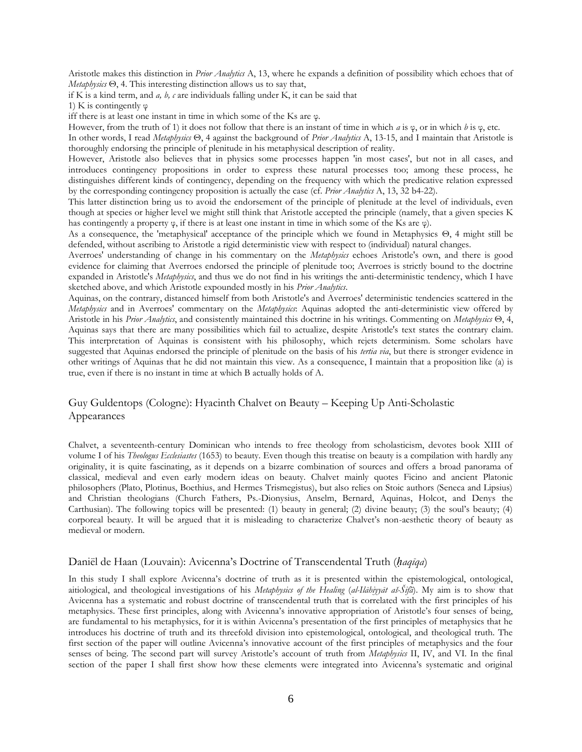Aristotle makes this distinction in *Prior Analytics* A, 13, where he expands a definition of possibility which echoes that of *Metaphysics* Θ, 4. This interesting distinction allows us to say that,

if K is a kind term, and *a, b, c* are individuals falling under K, it can be said that

1) K is contingently φ

iff there is at least one instant in time in which some of the Ks are φ.

However, from the truth of 1) it does not follow that there is an instant of time in which *a* is φ, or in which *b* is φ, etc.

In other words, I read *Metaphysics* Θ, 4 against the background of *Prior Analytics* A, 13-15, and I maintain that Aristotle is thoroughly endorsing the principle of plenitude in his metaphysical description of reality.

However, Aristotle also believes that in physics some processes happen 'in most cases', but not in all cases, and introduces contingency propositions in order to express these natural processes too; among these process, he distinguishes different kinds of contingency, depending on the frequency with which the predicative relation expressed by the corresponding contingency proposition is actually the case (cf. *Prior Analytics* A, 13, 32 b4-22).

This latter distinction bring us to avoid the endorsement of the principle of plenitude at the level of individuals, even though at species or higher level we might still think that Aristotle accepted the principle (namely, that a given species K has contingently a property φ, if there is at least one instant in time in which some of the Ks are φ).

As a consequence, the 'metaphysical' acceptance of the principle which we found in Metaphysics Θ, 4 might still be defended, without ascribing to Aristotle a rigid deterministic view with respect to (individual) natural changes.

Averroes' understanding of change in his commentary on the *Metaphysics* echoes Aristotle's own, and there is good evidence for claiming that Averroes endorsed the principle of plenitude too; Averroes is strictly bound to the doctrine expanded in Aristotle's *Metaphysics*, and thus we do not find in his writings the anti-deterministic tendency, which I have sketched above, and which Aristotle expounded mostly in his *Prior Analytics*.

Aquinas, on the contrary, distanced himself from both Aristotle's and Averroes' deterministic tendencies scattered in the *Metaphysics* and in Averroes' commentary on the *Metaphysics*: Aquinas adopted the anti-deterministic view offered by Aristotle in his *Prior Analytics*, and consistently maintained this doctrine in his writings. Commenting on *Metaphysics* Θ, 4, Aquinas says that there are many possibilities which fail to actualize, despite Aristotle's text states the contrary claim. This interpretation of Aquinas is consistent with his philosophy, which rejets determinism. Some scholars have suggested that Aquinas endorsed the principle of plenitude on the basis of his *tertia via*, but there is stronger evidence in other writings of Aquinas that he did not maintain this view. As a consequence, I maintain that a proposition like (a) is true, even if there is no instant in time at which B actually holds of A.

## Guy Guldentops (Cologne): Hyacinth Chalvet on Beauty – Keeping Up Anti-Scholastic Appearances

Chalvet, a seventeenth-century Dominican who intends to free theology from scholasticism, devotes book XIII of volume I of his *Theologus Ecclesiastes* (1653) to beauty. Even though this treatise on beauty is a compilation with hardly any originality, it is quite fascinating, as it depends on a bizarre combination of sources and offers a broad panorama of classical, medieval and even early modern ideas on beauty. Chalvet mainly quotes Ficino and ancient Platonic philosophers (Plato, Plotinus, Boethius, and Hermes Trismegistus), but also relies on Stoic authors (Seneca and Lipsius) and Christian theologians (Church Fathers, Ps.-Dionysius, Anselm, Bernard, Aquinas, Holcot, and Denys the Carthusian). The following topics will be presented: (1) beauty in general; (2) divine beauty; (3) the soul's beauty; (4) corporeal beauty. It will be argued that it is misleading to characterize Chalvet's non-aesthetic theory of beauty as medieval or modern.

## Daniël de Haan (Louvain): Avicenna's Doctrine of Transcendental Truth (*ḥaqīqa*)

In this study I shall explore Avicenna's doctrine of truth as it is presented within the epistemological, ontological, aitiological, and theological investigations of his *Metaphysics of the Healing* (*al-Ilāhiyyāt aš-Šifā*). My aim is to show that Avicenna has a systematic and robust doctrine of transcendental truth that is correlated with the first principles of his metaphysics. These first principles, along with Avicenna's innovative appropriation of Aristotle's four senses of being, are fundamental to his metaphysics, for it is within Avicenna's presentation of the first principles of metaphysics that he introduces his doctrine of truth and its threefold division into epistemological, ontological, and theological truth. The first section of the paper will outline Avicenna's innovative account of the first principles of metaphysics and the four senses of being. The second part will survey Aristotle's account of truth from *Metaphysics* II, IV, and VI. In the final section of the paper I shall first show how these elements were integrated into Avicenna's systematic and original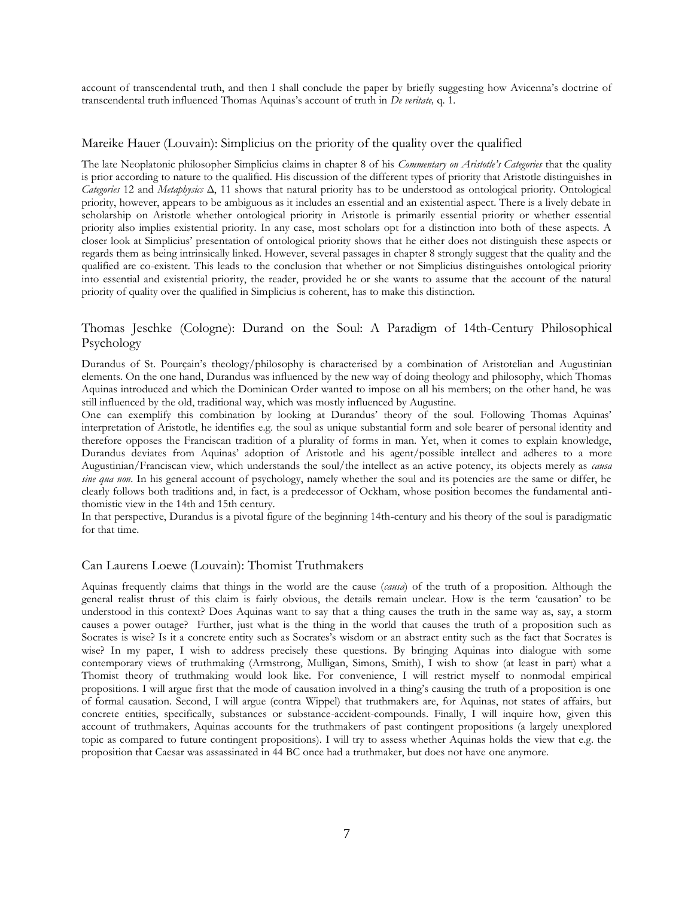account of transcendental truth, and then I shall conclude the paper by briefly suggesting how Avicenna's doctrine of transcendental truth influenced Thomas Aquinas's account of truth in *De veritate,* q. 1.

## Mareike Hauer (Louvain): Simplicius on the priority of the quality over the qualified

The late Neoplatonic philosopher Simplicius claims in chapter 8 of his *Commentary on Aristotle's Categories* that the quality is prior according to nature to the qualified. His discussion of the different types of priority that Aristotle distinguishes in *Categories* 12 and *Metaphysics* Δ, 11 shows that natural priority has to be understood as ontological priority. Ontological priority, however, appears to be ambiguous as it includes an essential and an existential aspect. There is a lively debate in scholarship on Aristotle whether ontological priority in Aristotle is primarily essential priority or whether essential priority also implies existential priority. In any case, most scholars opt for a distinction into both of these aspects. A closer look at Simplicius' presentation of ontological priority shows that he either does not distinguish these aspects or regards them as being intrinsically linked. However, several passages in chapter 8 strongly suggest that the quality and the qualified are co-existent. This leads to the conclusion that whether or not Simplicius distinguishes ontological priority into essential and existential priority, the reader, provided he or she wants to assume that the account of the natural priority of quality over the qualified in Simplicius is coherent, has to make this distinction.

## Thomas Jeschke (Cologne): Durand on the Soul: A Paradigm of 14th-Century Philosophical Psychology

Durandus of St. Pourçain's theology/philosophy is characterised by a combination of Aristotelian and Augustinian elements. On the one hand, Durandus was influenced by the new way of doing theology and philosophy, which Thomas Aquinas introduced and which the Dominican Order wanted to impose on all his members; on the other hand, he was still influenced by the old, traditional way, which was mostly influenced by Augustine.

One can exemplify this combination by looking at Durandus' theory of the soul. Following Thomas Aquinas' interpretation of Aristotle, he identifies e.g. the soul as unique substantial form and sole bearer of personal identity and therefore opposes the Franciscan tradition of a plurality of forms in man. Yet, when it comes to explain knowledge, Durandus deviates from Aquinas' adoption of Aristotle and his agent/possible intellect and adheres to a more Augustinian/Franciscan view, which understands the soul/the intellect as an active potency, its objects merely as *causa sine qua non*. In his general account of psychology, namely whether the soul and its potencies are the same or differ, he clearly follows both traditions and, in fact, is a predecessor of Ockham, whose position becomes the fundamental anti-thomistic view in the 14th and 15th century.

In that perspective, Durandus is a pivotal figure of the beginning 14th-century and his theory of the soul is paradigmatic for that time.

## Can Laurens Loewe (Louvain): Thomist Truthmakers

Aquinas frequently claims that things in the world are the cause (*causa*) of the truth of a proposition. Although the general realist thrust of this claim is fairly obvious, the details remain unclear. How is the term 'causation' to be understood in this context? Does Aquinas want to say that a thing causes the truth in the same way as, say, a storm causes a power outage? Further, just what is the thing in the world that causes the truth of a proposition such as Socrates is wise? Is it a concrete entity such as Socrates's wisdom or an abstract entity such as the fact that Socrates is wise? In my paper, I wish to address precisely these questions. By bringing Aquinas into dialogue with some contemporary views of truthmaking (Armstrong, Mulligan, Simons, Smith), I wish to show (at least in part) what a Thomist theory of truthmaking would look like. For convenience, I will restrict myself to nonmodal empirical propositions. I will argue first that the mode of causation involved in a thing's causing the truth of a proposition is one of formal causation. Second, I will argue (contra Wippel) that truthmakers are, for Aquinas, not states of affairs, but concrete entities, specifically, substances or substance-accident-compounds. Finally, I will inquire how, given this account of truthmakers, Aquinas accounts for the truthmakers of past contingent propositions (a largely unexplored topic as compared to future contingent propositions). I will try to assess whether Aquinas holds the view that e.g. the proposition that Caesar was assassinated in 44 BC once had a truthmaker, but does not have one anymore.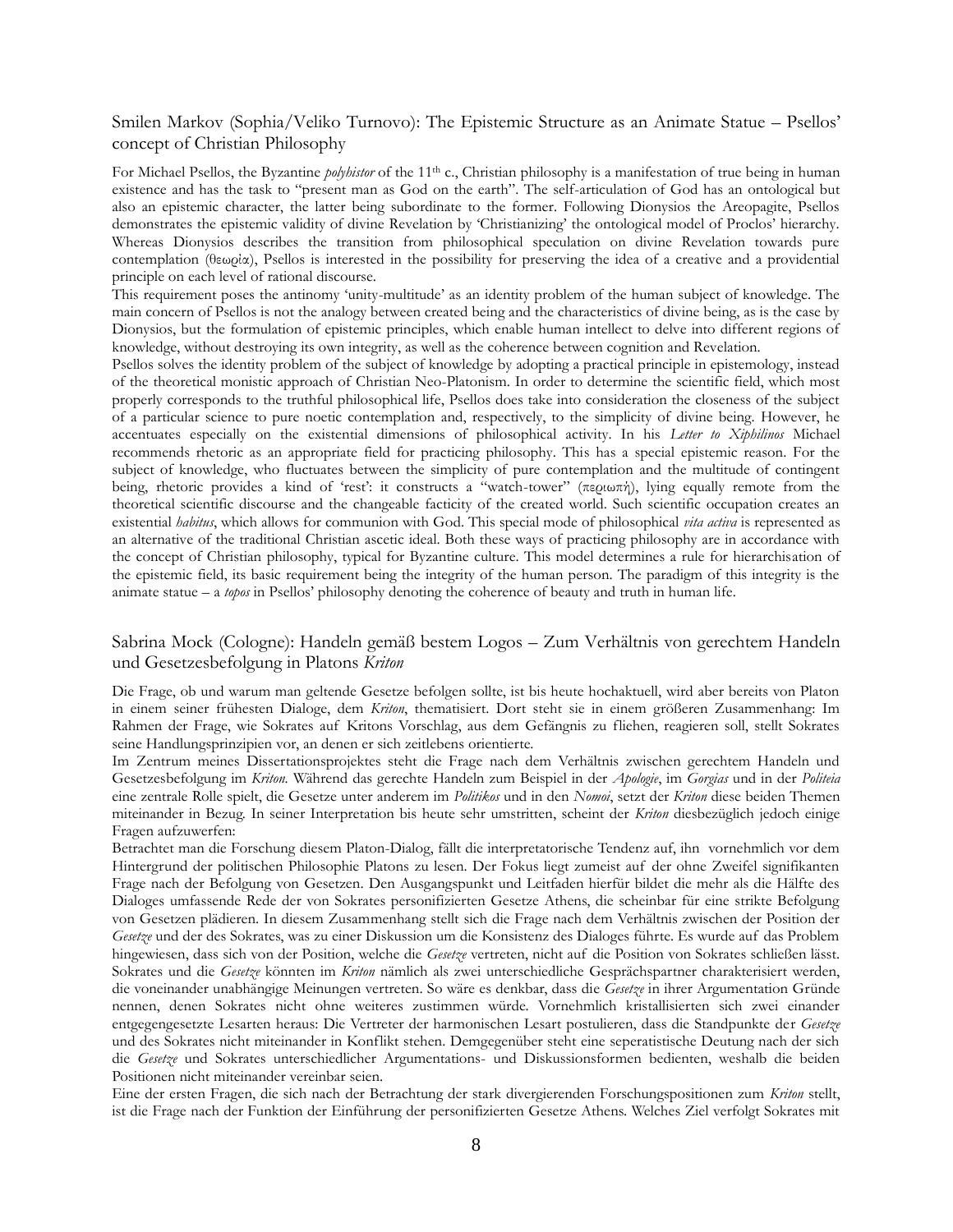## Smilen Markov (Sophia/Veliko Turnovo): The Epistemic Structure as an Animate Statue – Psellos' concept of Christian Philosophy

For Michael Psellos, the Byzantine *polyhistor* of the 11th c., Christian philosophy is a manifestation of true being in human existence and has the task to "present man as God on the earth". The self-articulation of God has an ontological but also an epistemic character, the latter being subordinate to the former. Following Dionysios the Areopagite, Psellos demonstrates the epistemic validity of divine Revelation by 'Christianizing' the ontological model of Proclos' hierarchy. Whereas Dionysios describes the transition from philosophical speculation on divine Revelation towards pure contemplation (θεωρία), Psellos is interested in the possibility for preserving the idea of a creative and a providential principle on each level of rational discourse.

This requirement poses the antinomy 'unity-multitude' as an identity problem of the human subject of knowledge. The main concern of Psellos is not the analogy between created being and the characteristics of divine being, as is the case by Dionysios, but the formulation of epistemic principles, which enable human intellect to delve into different regions of knowledge, without destroying its own integrity, as well as the coherence between cognition and Revelation.

Psellos solves the identity problem of the subject of knowledge by adopting a practical principle in epistemology, instead of the theoretical monistic approach of Christian Neo-Platonism. In order to determine the scientific field, which most properly corresponds to the truthful philosophical life, Psellos does take into consideration the closeness of the subject of a particular science to pure noetic contemplation and, respectively, to the simplicity of divine being. However, he accentuates especially on the existential dimensions of philosophical activity. In his *Letter to Xiphilinos* Michael recommends rhetoric as an appropriate field for practicing philosophy. This has a special epistemic reason. For the subject of knowledge, who fluctuates between the simplicity of pure contemplation and the multitude of contingent being, rhetoric provides a kind of 'rest': it constructs a "watch-tower" (περιωπή), lying equally remote from the theoretical scientific discourse and the changeable facticity of the created world. Such scientific occupation creates an existential *habitus*, which allows for communion with God. This special mode of philosophical *vita activa* is represented as an alternative of the traditional Christian ascetic ideal. Both these ways of practicing philosophy are in accordance with the concept of Christian philosophy, typical for Byzantine culture. This model determines a rule for hierarchisation of the epistemic field, its basic requirement being the integrity of the human person. The paradigm of this integrity is the animate statue – a *topos* in Psellos' philosophy denoting the coherence of beauty and truth in human life.

## Sabrina Mock (Cologne): Handeln gemäß bestem Logos – Zum Verhältnis von gerechtem Handeln und Gesetzesbefolgung in Platons *Kriton*

Die Frage, ob und warum man geltende Gesetze befolgen sollte, ist bis heute hochaktuell, wird aber bereits von Platon in einem seiner frühesten Dialoge, dem *Kriton*, thematisiert. Dort steht sie in einem größeren Zusammenhang: Im Rahmen der Frage, wie Sokrates auf Kritons Vorschlag, aus dem Gefängnis zu fliehen, reagieren soll, stellt Sokrates seine Handlungsprinzipien vor, an denen er sich zeitlebens orientierte.

Im Zentrum meines Dissertationsprojektes steht die Frage nach dem Verhältnis zwischen gerechtem Handeln und Gesetzesbefolgung im *Kriton*. Während das gerechte Handeln zum Beispiel in der *Apologie*, im *Gorgias* und in der *Politeia* eine zentrale Rolle spielt, die Gesetze unter anderem im *Politikos* und in den *Nomoi*, setzt der *Kriton* diese beiden Themen miteinander in Bezug. In seiner Interpretation bis heute sehr umstritten, scheint der *Kriton* diesbezüglich jedoch einige Fragen aufzuwerfen:

Betrachtet man die Forschung diesem Platon-Dialog, fällt die interpretatorische Tendenz auf, ihn vornehmlich vor dem Hintergrund der politischen Philosophie Platons zu lesen. Der Fokus liegt zumeist auf der ohne Zweifel signifikanten Frage nach der Befolgung von Gesetzen. Den Ausgangspunkt und Leitfaden hierfür bildet die mehr als die Hälfte des Dialoges umfassende Rede der von Sokrates personifizierten Gesetze Athens, die scheinbar für eine strikte Befolgung von Gesetzen plädieren. In diesem Zusammenhang stellt sich die Frage nach dem Verhältnis zwischen der Position der *Gesetze* und der des Sokrates, was zu einer Diskussion um die Konsistenz des Dialoges führte. Es wurde auf das Problem hingewiesen, dass sich von der Position, welche die *Gesetze* vertreten, nicht auf die Position von Sokrates schließen lässt. Sokrates und die *Gesetze* könnten im *Kriton* nämlich als zwei unterschiedliche Gesprächspartner charakterisiert werden, die voneinander unabhängige Meinungen vertreten. So wäre es denkbar, dass die *Gesetze* in ihrer Argumentation Gründe nennen, denen Sokrates nicht ohne weiteres zustimmen würde. Vornehmlich kristallisierten sich zwei einander entgegengesetzte Lesarten heraus: Die Vertreter der harmonischen Lesart postulieren, dass die Standpunkte der *Gesetze* und des Sokrates nicht miteinander in Konflikt stehen. Demgegenüber steht eine seperatistische Deutung nach der sich die *Gesetze* und Sokrates unterschiedlicher Argumentations- und Diskussionsformen bedienten, weshalb die beiden Positionen nicht miteinander vereinbar seien.

Eine der ersten Fragen, die sich nach der Betrachtung der stark divergierenden Forschungspositionen zum *Kriton* stellt, ist die Frage nach der Funktion der Einführung der personifizierten Gesetze Athens. Welches Ziel verfolgt Sokrates mit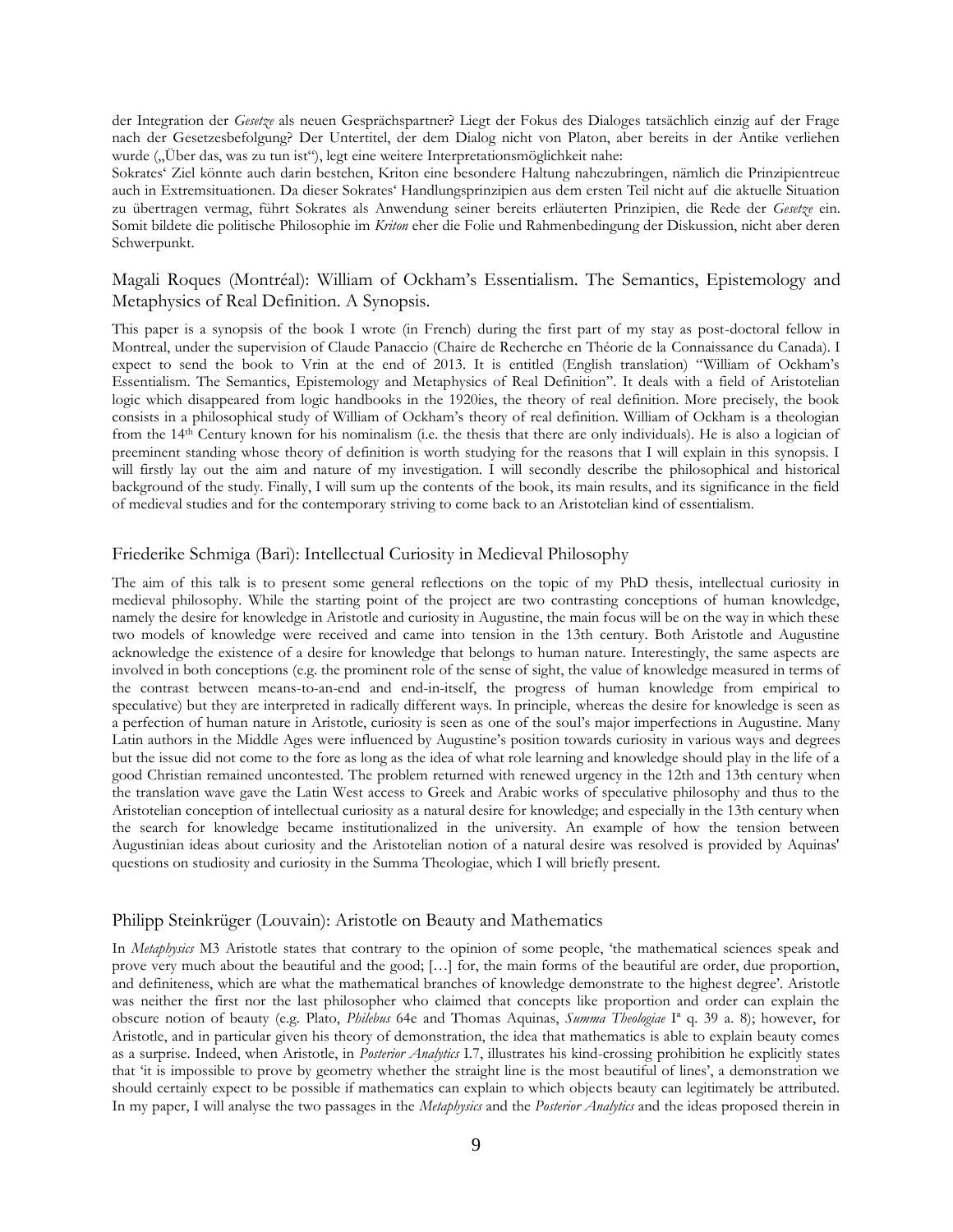der Integration der *Gesetze* als neuen Gesprächspartner? Liegt der Fokus des Dialoges tatsächlich einzig auf der Frage nach der Gesetzesbefolgung? Der Untertitel, der dem Dialog nicht von Platon, aber bereits in der Antike verliehen wurde („Über das, was zu tun ist"), legt eine weitere Interpretationsmöglichkeit nahe:

Sokrates' Ziel könnte auch darin bestehen, Kriton eine besondere Haltung nahezubringen, nämlich die Prinzipientreue auch in Extremsituationen. Da dieser Sokrates' Handlungsprinzipien aus dem ersten Teil nicht auf die aktuelle Situation zu übertragen vermag, führt Sokrates als Anwendung seiner bereits erläuterten Prinzipien, die Rede der *Gesetze* ein. Somit bildete die politische Philosophie im *Kriton* eher die Folie und Rahmenbedingung der Diskussion, nicht aber deren Schwerpunkt.

## Magali Roques (Montréal): William of Ockham's Essentialism. The Semantics, Epistemology and Metaphysics of Real Definition. A Synopsis.

This paper is a synopsis of the book I wrote (in French) during the first part of my stay as post-doctoral fellow in Montreal, under the supervision of Claude Panaccio (Chaire de Recherche en Théorie de la Connaissance du Canada). I expect to send the book to Vrin at the end of 2013. It is entitled (English translation) "William of Ockham's Essentialism. The Semantics, Epistemology and Metaphysics of Real Definition". It deals with a field of Aristotelian logic which disappeared from logic handbooks in the 1920ies, the theory of real definition. More precisely, the book consists in a philosophical study of William of Ockham's theory of real definition. William of Ockham is a theologian from the 14th Century known for his nominalism (i.e. the thesis that there are only individuals). He is also a logician of preeminent standing whose theory of definition is worth studying for the reasons that I will explain in this synopsis. I will firstly lay out the aim and nature of my investigation. I will secondly describe the philosophical and historical background of the study. Finally, I will sum up the contents of the book, its main results, and its significance in the field of medieval studies and for the contemporary striving to come back to an Aristotelian kind of essentialism.

## Friederike Schmiga (Bari): Intellectual Curiosity in Medieval Philosophy

The aim of this talk is to present some general reflections on the topic of my PhD thesis, intellectual curiosity in medieval philosophy. While the starting point of the project are two contrasting conceptions of human knowledge, namely the desire for knowledge in Aristotle and curiosity in Augustine, the main focus will be on the way in which these two models of knowledge were received and came into tension in the 13th century. Both Aristotle and Augustine acknowledge the existence of a desire for knowledge that belongs to human nature. Interestingly, the same aspects are involved in both conceptions (e.g. the prominent role of the sense of sight, the value of knowledge measured in terms of the contrast between means-to-an-end and end-in-itself, the progress of human knowledge from empirical to speculative) but they are interpreted in radically different ways. In principle, whereas the desire for knowledge is seen as a perfection of human nature in Aristotle, curiosity is seen as one of the soul's major imperfections in Augustine. Many Latin authors in the Middle Ages were influenced by Augustine's position towards curiosity in various ways and degrees but the issue did not come to the fore as long as the idea of what role learning and knowledge should play in the life of a good Christian remained uncontested. The problem returned with renewed urgency in the 12th and 13th century when the translation wave gave the Latin West access to Greek and Arabic works of speculative philosophy and thus to the Aristotelian conception of intellectual curiosity as a natural desire for knowledge; and especially in the 13th century when the search for knowledge became institutionalized in the university. An example of how the tension between Augustinian ideas about curiosity and the Aristotelian notion of a natural desire was resolved is provided by Aquinas' questions on studiosity and curiosity in the Summa Theologiae, which I will briefly present.

## Philipp Steinkrüger (Louvain): Aristotle on Beauty and Mathematics

In *Metaphysics* M3 Aristotle states that contrary to the opinion of some people, 'the mathematical sciences speak and prove very much about the beautiful and the good; […] for, the main forms of the beautiful are order, due proportion, and definiteness, which are what the mathematical branches of knowledge demonstrate to the highest degree'. Aristotle was neither the first nor the last philosopher who claimed that concepts like proportion and order can explain the obscure notion of beauty (e.g. Plato, *Philebus* 64e and Thomas Aquinas, *Summa Theologiae* Ia q. 39 a. 8); however, for Aristotle, and in particular given his theory of demonstration, the idea that mathematics is able to explain beauty comes as a surprise. Indeed, when Aristotle, in *Posterior Analytics* I.7, illustrates his kind-crossing prohibition he explicitly states that 'it is impossible to prove by geometry whether the straight line is the most beautiful of lines', a demonstration we should certainly expect to be possible if mathematics can explain to which objects beauty can legitimately be attributed. In my paper, I will analyse the two passages in the *Metaphysics* and the *Posterior Analytics* and the ideas proposed therein in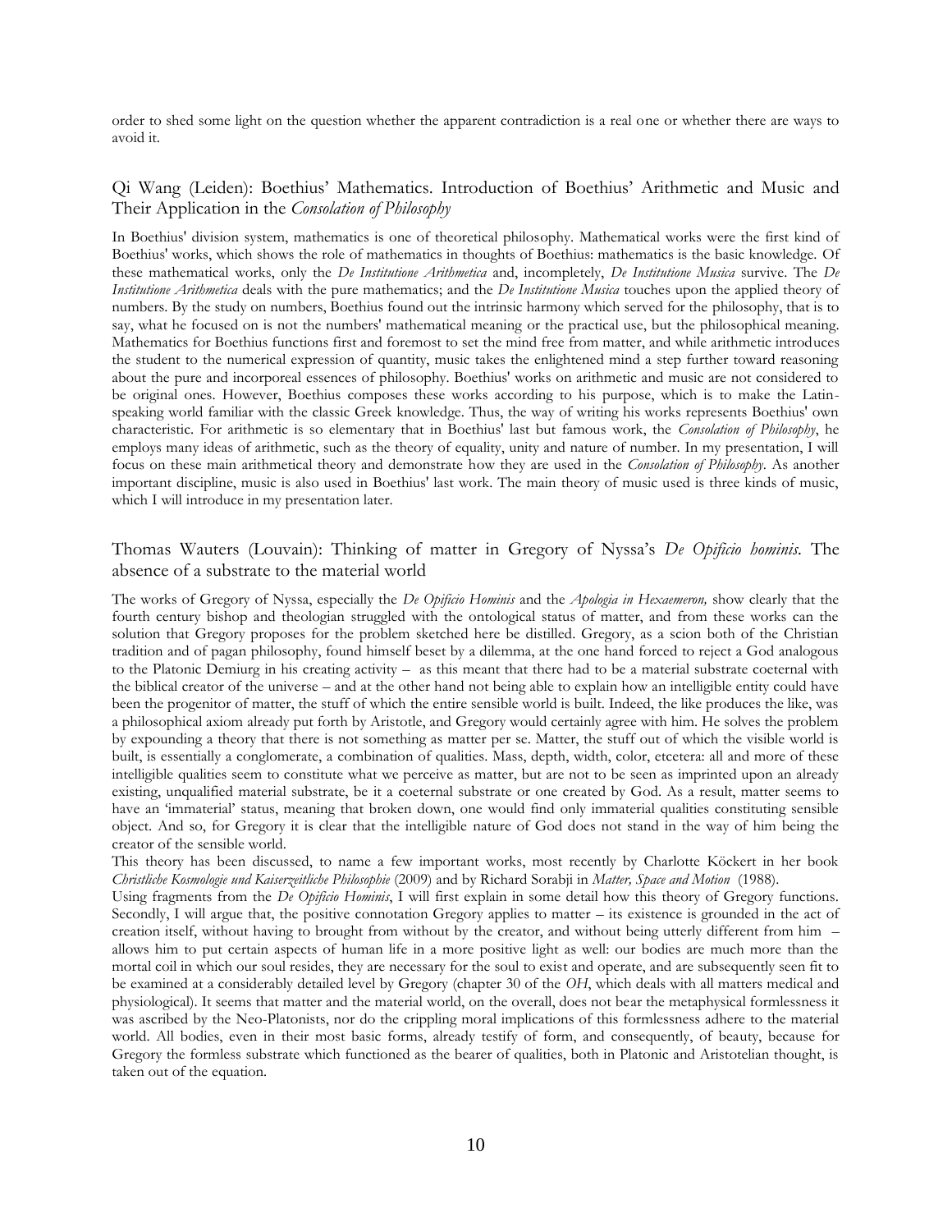order to shed some light on the question whether the apparent contradiction is a real one or whether there are ways to avoid it.

## Qi Wang (Leiden): Boethius' Mathematics. Introduction of Boethius' Arithmetic and Music and Their Application in the *Consolation of Philosophy*

In Boethius' division system, mathematics is one of theoretical philosophy. Mathematical works were the first kind of Boethius' works, which shows the role of mathematics in thoughts of Boethius: mathematics is the basic knowledge. Of these mathematical works, only the *De Institutione Arithmetica* and, incompletely, *De Institutione Musica* survive. The *De Institutione Arithmetica* deals with the pure mathematics; and the *De Institutione Musica* touches upon the applied theory of numbers. By the study on numbers, Boethius found out the intrinsic harmony which served for the philosophy, that is to say, what he focused on is not the numbers' mathematical meaning or the practical use, but the philosophical meaning. Mathematics for Boethius functions first and foremost to set the mind free from matter, and while arithmetic introduces the student to the numerical expression of quantity, music takes the enlightened mind a step further toward reasoning about the pure and incorporeal essences of philosophy. Boethius' works on arithmetic and music are not considered to be original ones. However, Boethius composes these works according to his purpose, which is to make the Latin-speaking world familiar with the classic Greek knowledge. Thus, the way of writing his works represents Boethius' own characteristic. For arithmetic is so elementary that in Boethius' last but famous work, the *Consolation of Philosophy*, he employs many ideas of arithmetic, such as the theory of equality, unity and nature of number. In my presentation, I will focus on these main arithmetical theory and demonstrate how they are used in the *Consolation of Philosophy*. As another important discipline, music is also used in Boethius' last work. The main theory of music used is three kinds of music, which I will introduce in my presentation later.

## Thomas Wauters (Louvain): Thinking of matter in Gregory of Nyssa's *De Opificio hominis*. The absence of a substrate to the material world

The works of Gregory of Nyssa, especially the *De Opificio Hominis* and the *Apologia in Hexaemeron,* show clearly that the fourth century bishop and theologian struggled with the ontological status of matter, and from these works can the solution that Gregory proposes for the problem sketched here be distilled. Gregory, as a scion both of the Christian tradition and of pagan philosophy, found himself beset by a dilemma, at the one hand forced to reject a God analogous to the Platonic Demiurg in his creating activity – as this meant that there had to be a material substrate coeternal with the biblical creator of the universe – and at the other hand not being able to explain how an intelligible entity could have been the progenitor of matter, the stuff of which the entire sensible world is built. Indeed, the like produces the like, was a philosophical axiom already put forth by Aristotle, and Gregory would certainly agree with him. He solves the problem by expounding a theory that there is not something as matter per se. Matter, the stuff out of which the visible world is built, is essentially a conglomerate, a combination of qualities. Mass, depth, width, color, etcetera: all and more of these intelligible qualities seem to constitute what we perceive as matter, but are not to be seen as imprinted upon an already existing, unqualified material substrate, be it a coeternal substrate or one created by God. As a result, matter seems to have an 'immaterial' status, meaning that broken down, one would find only immaterial qualities constituting sensible object. And so, for Gregory it is clear that the intelligible nature of God does not stand in the way of him being the creator of the sensible world.

This theory has been discussed, to name a few important works, most recently by Charlotte Köckert in her book *Christliche Kosmologie und Kaiserzeitliche Philosophie* (2009) and by Richard Sorabji in *Matter, Space and Motion* (1988).

Using fragments from the *De Opificio Hominis*, I will first explain in some detail how this theory of Gregory functions. Secondly, I will argue that, the positive connotation Gregory applies to matter – its existence is grounded in the act of creation itself, without having to brought from without by the creator, and without being utterly different from him – allows him to put certain aspects of human life in a more positive light as well: our bodies are much more than the mortal coil in which our soul resides, they are necessary for the soul to exist and operate, and are subsequently seen fit to be examined at a considerably detailed level by Gregory (chapter 30 of the *OH*, which deals with all matters medical and physiological). It seems that matter and the material world, on the overall, does not bear the metaphysical formlessness it was ascribed by the Neo-Platonists, nor do the crippling moral implications of this formlessness adhere to the material world. All bodies, even in their most basic forms, already testify of form, and consequently, of beauty, because for Gregory the formless substrate which functioned as the bearer of qualities, both in Platonic and Aristotelian thought, is taken out of the equation.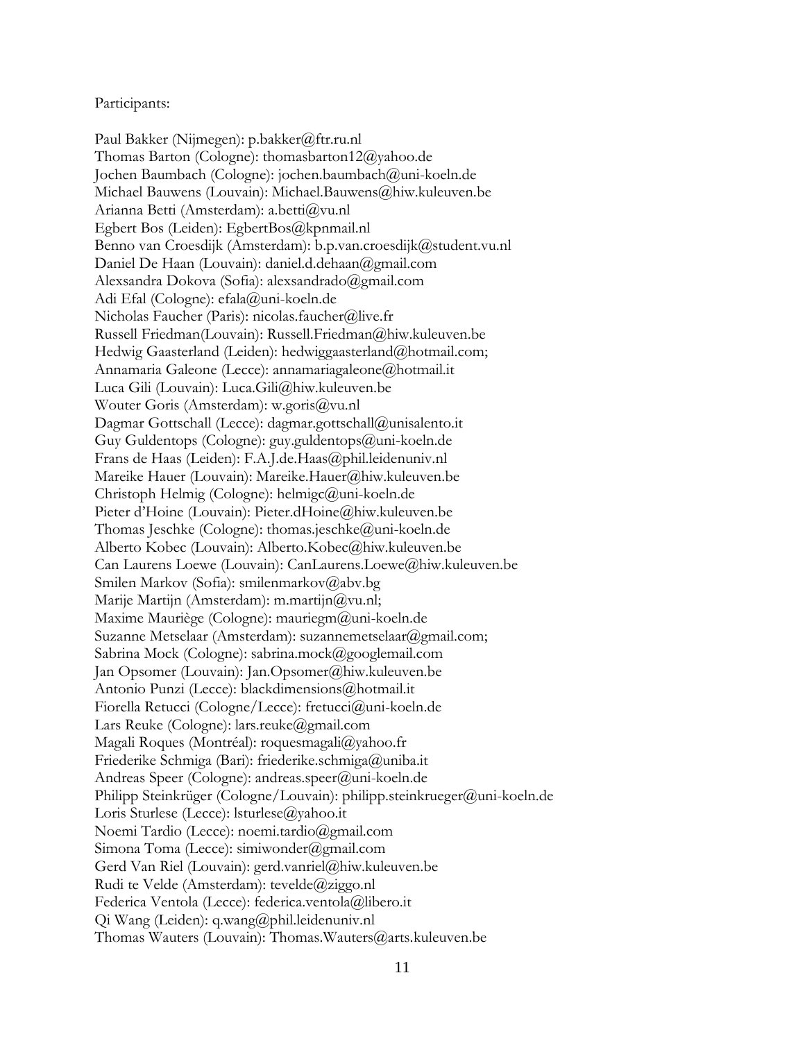Participants:

Paul Bakker (Nijmegen): p.bakker@ftr.ru.nl
Thomas Barton (Cologne): thomasbarton12@yahoo.de
Jochen Baumbach (Cologne): jochen.baumbach@uni-koeln.de
Michael Bauwens (Louvain): Michael.Bauwens@hiw.kuleuven.be
Arianna Betti (Amsterdam): a.betti@vu.nl
Egbert Bos (Leiden): EgbertBos@kpnmail.nl
Benno van Croesdijk (Amsterdam): b.p.van.croesdijk@student.vu.nl
Daniel De Haan (Louvain): daniel.d.dehaan@gmail.com
Alexsandra Dokova (Sofia): alexsandrado@gmail.com
Adi Efal (Cologne): efala@uni-koeln.de
Nicholas Faucher (Paris): nicolas.faucher@live.fr
Russell Friedman(Louvain): Russell.Friedman@hiw.kuleuven.be
Hedwig Gaasterland (Leiden): hedwiggaasterland@hotmail.com;
Annamaria Galeone (Lecce): annamariagaleone@hotmail.it
Luca Gili (Louvain): Luca.Gili@hiw.kuleuven.be
Wouter Goris (Amsterdam): w.goris@vu.nl
Dagmar Gottschall (Lecce): dagmar.gottschall@unisalento.it
Guy Guldentops (Cologne): guy.guldentops@uni-koeln.de
Frans de Haas (Leiden): F.A.J.de.Haas@phil.leidenuniv.nl
Mareike Hauer (Louvain): Mareike.Hauer@hiw.kuleuven.be
Christoph Helmig (Cologne): helmigc@uni-koeln.de
Pieter d'Hoine (Louvain): Pieter.dHoine@hiw.kuleuven.be
Thomas Jeschke (Cologne): thomas.jeschke@uni-koeln.de
Alberto Kobec (Louvain): Alberto.Kobec@hiw.kuleuven.be
Can Laurens Loewe (Louvain): CanLaurens.Loewe@hiw.kuleuven.be
Smilen Markov (Sofia): smilenmarkov@abv.bg
Marije Martijn (Amsterdam): m.martijn@vu.nl;
Maxime Mauriège (Cologne): mauriegm@uni-koeln.de
Suzanne Metselaar (Amsterdam): suzannemetselaar@gmail.com;
Sabrina Mock (Cologne): sabrina.mock@googlemail.com
Jan Opsomer (Louvain): Jan.Opsomer@hiw.kuleuven.be
Antonio Punzi (Lecce): blackdimensions@hotmail.it
Fiorella Retucci (Cologne/Lecce): fretucci@uni-koeln.de
Lars Reuke (Cologne): lars.reuke@gmail.com
Magali Roques (Montréal): roquesmagali@yahoo.fr
Friederike Schmiga (Bari): friederike.schmiga@uniba.it
Andreas Speer (Cologne): andreas.speer@uni-koeln.de
Philipp Steinkrüger (Cologne/Louvain): philipp.steinkrueger@uni-koeln.de
Loris Sturlese (Lecce): lsturlese@yahoo.it
Noemi Tardio (Lecce): noemi.tardio@gmail.com
Simona Toma (Lecce): simiwonder@gmail.com
Gerd Van Riel (Louvain): gerd.vanriel@hiw.kuleuven.be
Rudi te Velde (Amsterdam): tevelde@ziggo.nl
Federica Ventola (Lecce): federica.ventola@libero.it
Qi Wang (Leiden): q.wang@phil.leidenuniv.nl
Thomas Wauters (Louvain): Thomas.Wauters@arts.kuleuven.be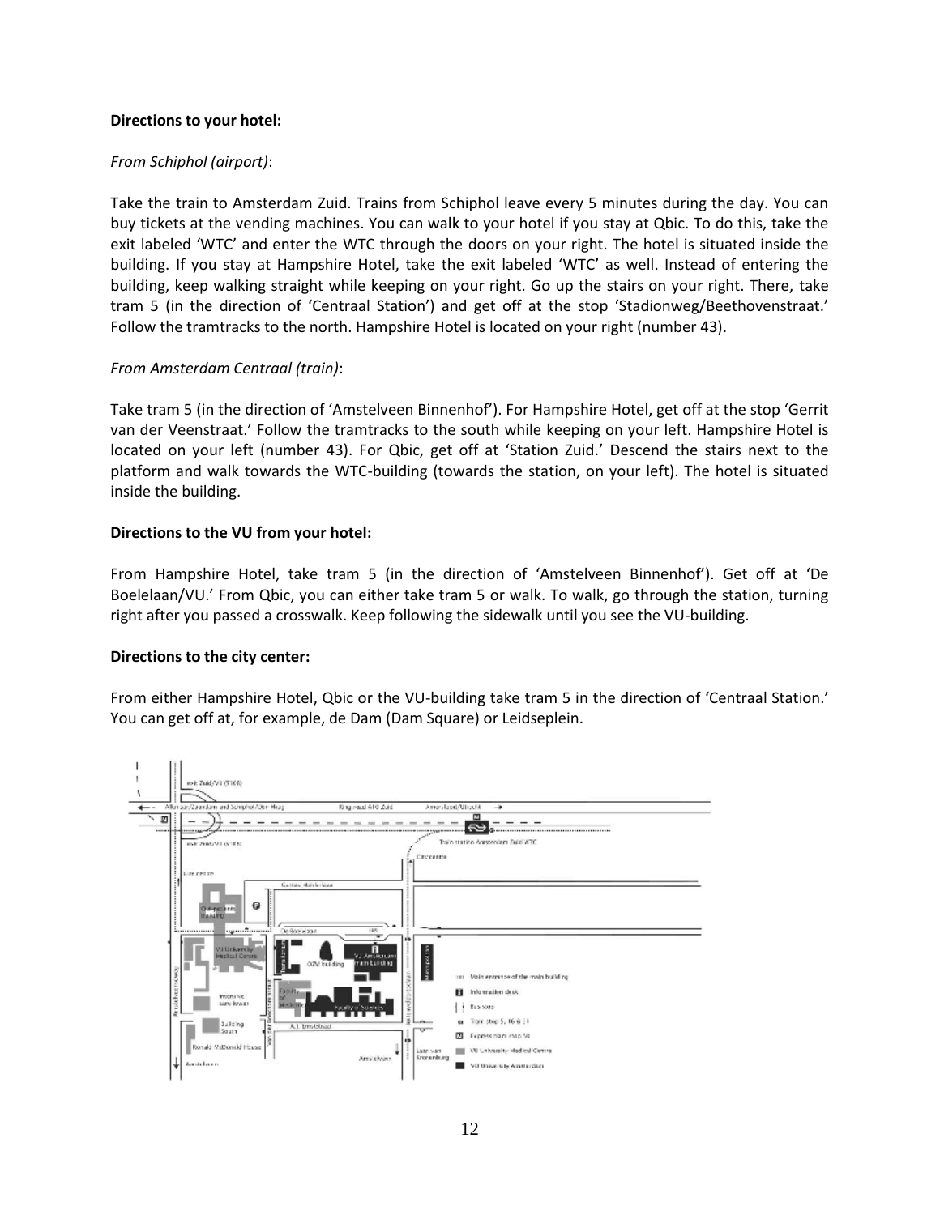**Directions to your hotel:**

*From Schiphol (airport)*:

Take the train to Amsterdam Zuid. Trains from Schiphol leave every 5 minutes during the day. You can buy tickets at the vending machines. You can walk to your hotel if you stay at Qbic. To do this, take the exit labeled 'WTC' and enter the WTC through the doors on your right. The hotel is situated inside the building. If you stay at Hampshire Hotel, take the exit labeled 'WTC' as well. Instead of entering the building, keep walking straight while keeping on your right. Go up the stairs on your right. There, take tram 5 (in the direction of 'Centraal Station') and get off at the stop 'Stadionweg/Beethovenstraat.' Follow the tramtracks to the north. Hampshire Hotel is located on your right (number 43).

*From Amsterdam Centraal (train)*:

Take tram 5 (in the direction of 'Amstelveen Binnenhof'). For Hampshire Hotel, get off at the stop 'Gerrit van der Veenstraat.' Follow the tramtracks to the south while keeping on your left. Hampshire Hotel is located on your left (number 43). For Qbic, get off at 'Station Zuid.' Descend the stairs next to the platform and walk towards the WTC-building (towards the station, on your left). The hotel is situated inside the building.

**Directions to the VU from your hotel:**

From Hampshire Hotel, take tram 5 (in the direction of 'Amstelveen Binnenhof'). Get off at 'De Boelelaan/VU.' From Qbic, you can either take tram 5 or walk. To walk, go through the station, turning right after you passed a crosswalk. Keep following the sidewalk until you see the VU-building.

**Directions to the city center:**

From either Hampshire Hotel, Qbic or the VU-building take tram 5 in the direction of 'Centraal Station.' You can get off at, for example, de Dam (Dam Square) or Leidseplein.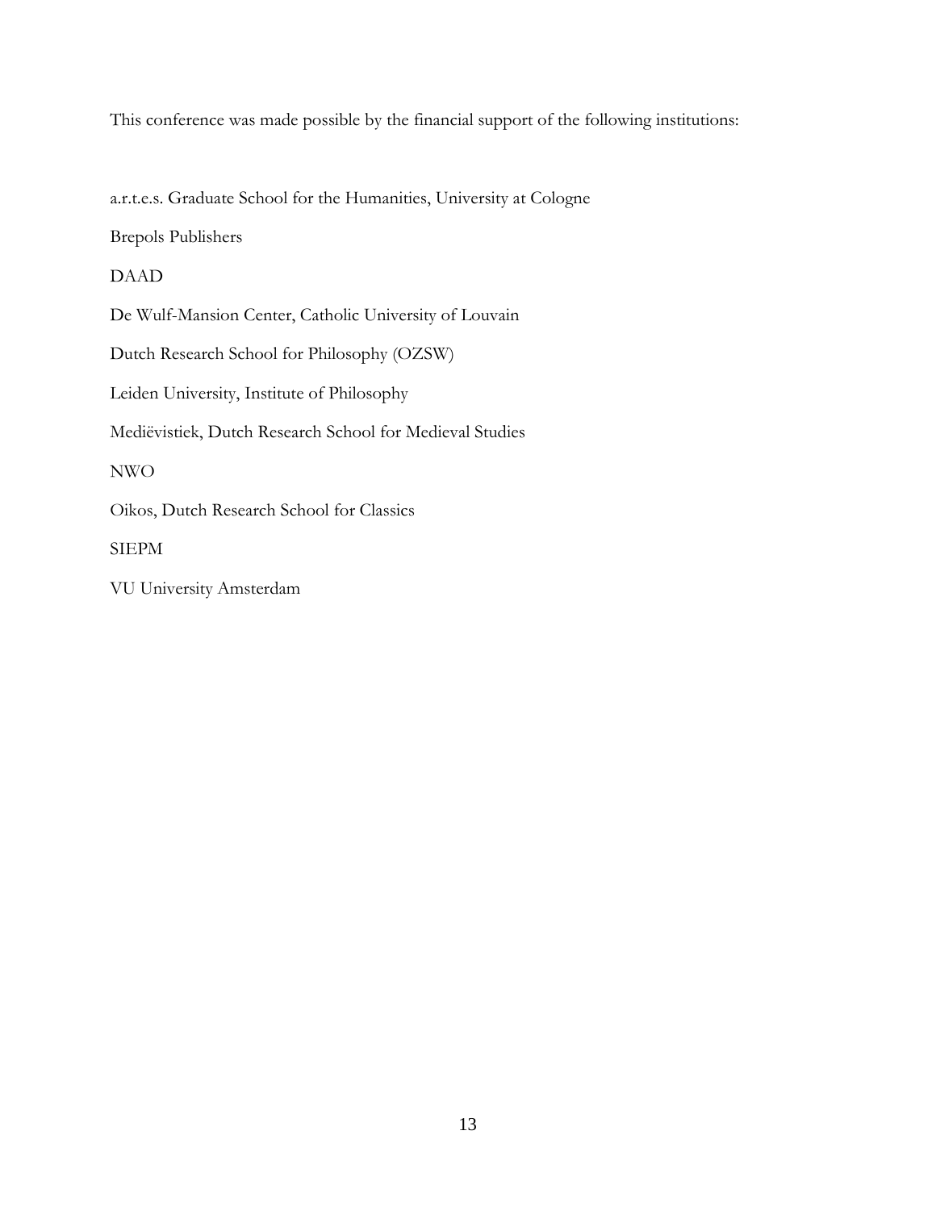This conference was made possible by the financial support of the following institutions:

a.r.t.e.s. Graduate School for the Humanities, University at Cologne

Brepols Publishers

DAAD

De Wulf-Mansion Center, Catholic University of Louvain

Dutch Research School for Philosophy (OZSW)

Leiden University, Institute of Philosophy

Mediëvistiek, Dutch Research School for Medieval Studies

NWO

Oikos, Dutch Research School for Classics

SIEPM

VU University Amsterdam